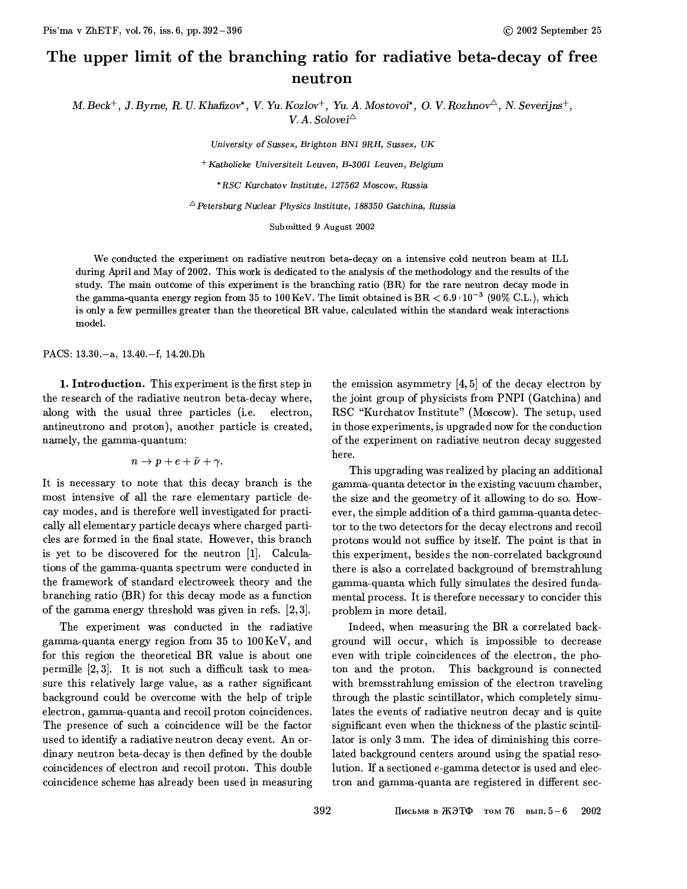# The upper limit of the branching ratio for radiative beta-decay of free neutron

*M. Beck[+], J. Byrne, R. U. Khafizov[\*], V. Yu. Kozlov[+], Yu. A. Mostovoi[\*], O. V. Rozhnov[△], N. Severijns[+], V. A. Solovei[△]*

*University of Sussex, Brighton BN1 9RH, Sussex, UK*

*[+] Katholieke Universiteit Leuven, B-3001 Leuven, Belgium*

*[\*] RSC Kurchatov Institute, 127562 Moscow, Russia*

*[△] Petersburg Nuclear Physics Institute, 188350 Gatchina, Russia*

Submitted 9 August 2002

We conducted the experiment on radiative neutron beta-decay on a intensive cold neutron beam at ILL during April and May of 2002. This work is dedicated to the analysis of the methodology and the results of the study. The main outcome of this experiment is the branching ratio (BR) for the rare neutron decay mode in the gamma-quanta energy region from 35 to 100 KeV. The limit obtained is $\mathrm{BR} < 6.9 \cdot 10^{-3}$ (90% C.L.), which is only a few permilles greater than the theoretical BR value, calculated within the standard weak interactions model.

PACS: 13.30.–a, 13.40.–f, 14.20.Dh

**1. Introduction.** This experiment is the first step in the research of the radiative neutron beta-decay where, along with the usual three particles (i.e. electron, antineutrono and proton), another particle is created, namely, the gamma-quantum:

$$n \to p + e + \bar{\nu} + \gamma.$$

It is necessary to note that this decay branch is the most intensive of all the rare elementary particle decay modes, and is therefore well investigated for practically all elementary particle decays where charged particles are formed in the final state. However, this branch is yet to be discovered for the neutron [1]. Calculations of the gamma-quanta spectrum were conducted in the framework of standard electroweek theory and the branching ratio (BR) for this decay mode as a function of the gamma energy threshold was given in refs. [2,3].

The experiment was conducted in the radiative gamma-quanta energy region from 35 to 100 KeV, and for this region the theoretical BR value is about one permille [2,3]. It is not such a difficult task to measure this relatively large value, as a rather significant background could be overcome with the help of triple electron, gamma-quanta and recoil proton coincidences. The presence of such a coincidence will be the factor used to identify a radiative neutron decay event. An ordinary neutron beta-decay is then defined by the double coincidences of electron and recoil proton. This double coincidence scheme has already been used in measuring the emission asymmetry [4,5] of the decay electron by the joint group of physicists from PNPI (Gatchina) and RSC "Kurchatov Institute" (Moscow). The setup, used in those experiments, is upgraded now for the conduction of the experiment on radiative neutron decay suggested here.

This upgrading was realized by placing an additional gamma-quanta detector in the existing vacuum chamber, the size and the geometry of it allowing to do so. However, the simple addition of a third gamma-quanta detector to the two detectors for the decay electrons and recoil protons would not suffice by itself. The point is that in this experiment, besides the non-correlated background there is also a correlated background of bremstrahlung gamma-quanta which fully simulates the desired fundamental process. It is therefore necessary to concider this problem in more detail.

Indeed, when measuring the BR a correlated background will occur, which is impossible to decrease even with triple coincidences of the electron, the photon and the proton. This background is connected with bremsstrahlung emission of the electron traveling through the plastic scintillator, which completely simulates the events of radiative neutron decay and is quite significant even when the thickness of the plastic scintillator is only 3 mm. The idea of diminishing this correlated background centers around using the spatial resolution. If a sectioned $e$-gamma detector is used and electron and gamma-quanta are registered in different sec-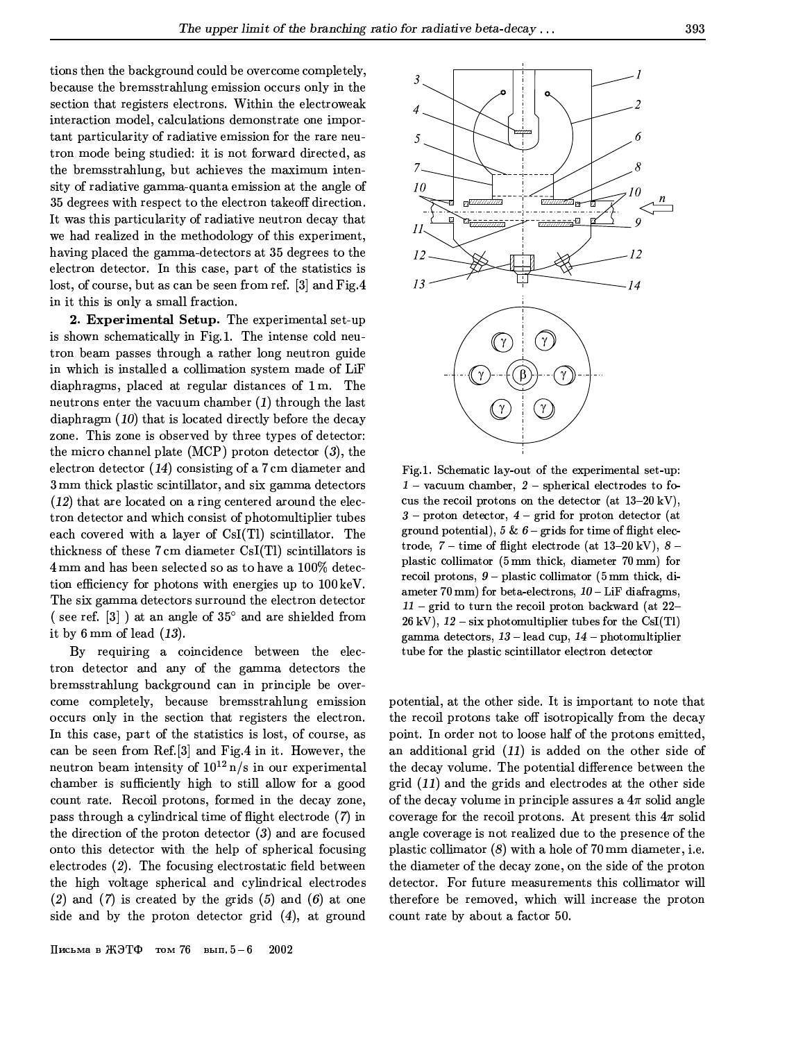tions then the background could be overcome completely, because the bremsstrahlung emission occurs only in the section that registers electrons. Within the electroweak interaction model, calculations demonstrate one important particularity of radiative emission for the rare neutron mode being studied: it is not forward directed, as the bremsstrahlung, but achieves the maximum intensity of radiative gamma-quanta emission at the angle of 35 degrees with respect to the electron takeoff direction. It was this particularity of radiative neutron decay that we had realized in the methodology of this experiment, having placed the gamma-detectors at 35 degrees to the electron detector. In this case, part of the statistics is lost, of course, but as can be seen from ref. [3] and Fig.4 in it this is only a small fraction.

**2. Experimental Setup.** The experimental set-up is shown schematically in Fig.1. The intense cold neutron beam passes through a rather long neutron guide in which is installed a collimation system made of LiF diaphragms, placed at regular distances of 1 m. The neutrons enter the vacuum chamber (*1*) through the last diaphragm (*10*) that is located directly before the decay zone. This zone is observed by three types of detector: the micro channel plate (MCP) proton detector (*3*), the electron detector (*14*) consisting of a 7 cm diameter and 3 mm thick plastic scintillator, and six gamma detectors (*12*) that are located on a ring centered around the electron detector and which consist of photomultiplier tubes each covered with a layer of CsI(Tl) scintillator. The thickness of these 7 cm diameter CsI(Tl) scintillators is 4 mm and has been selected so as to have a 100% detection efficiency for photons with energies up to 100 keV. The six gamma detectors surround the electron detector ( see ref. [3] ) at an angle of 35° and are shielded from it by 6 mm of lead (*13*).

By requiring a coincidence between the electron detector and any of the gamma detectors the bremsstrahlung background can in principle be overcome completely, because bremsstrahlung emission occurs only in the section that registers the electron. In this case, part of the statistics is lost, of course, as can be seen from Ref.[3] and Fig.4 in it. However, the neutron beam intensity of $10^{12}$ n/s in our experimental chamber is sufficiently high to still allow for a good count rate. Recoil protons, formed in the decay zone, pass through a cylindrical time of flight electrode (*7*) in the direction of the proton detector (*3*) and are focused onto this detector with the help of spherical focusing electrodes (*2*). The focusing electrostatic field between the high voltage spherical and cylindrical electrodes (*2*) and (*7*) is created by the grids (*5*) and (*6*) at one side and by the proton detector grid (*4*), at ground potential, at the other side. It is important to note that the recoil protons take off isotropically from the decay point. In order not to loose half of the protons emitted, an additional grid (*11*) is added on the other side of the decay volume. The potential difference between the grid (*11*) and the grids and electrodes at the other side of the decay volume in principle assures a $4\pi$ solid angle coverage for the recoil protons. At present this $4\pi$ solid angle coverage is not realized due to the presence of the plastic collimator (*8*) with a hole of 70 mm diameter, i.e. the diameter of the decay zone, on the side of the proton detector. For future measurements this collimator will therefore be removed, which will increase the proton count rate by about a factor 50.

Fig.1. Schematic lay-out of the experimental set-up: *1* – vacuum chamber, *2* – spherical electrodes to focus the recoil protons on the detector (at 13–20 kV), *3* – proton detector, *4* – grid for proton detector (at ground potential), *5* & *6* – grids for time of flight electrode, *7* – time of flight electrode (at 13–20 kV), *8* – plastic collimator (5 mm thick, diameter 70 mm) for recoil protons, *9* – plastic collimator (5 mm thick, diameter 70 mm) for beta-electrons, *10* – LiF diafragms, *11* – grid to turn the recoil proton backward (at 22–26 kV), *12* – six photomultiplier tubes for the CsI(Tl) gamma detectors, *13* – lead cup, *14* – photomultiplier tube for the plastic scintillator electron detector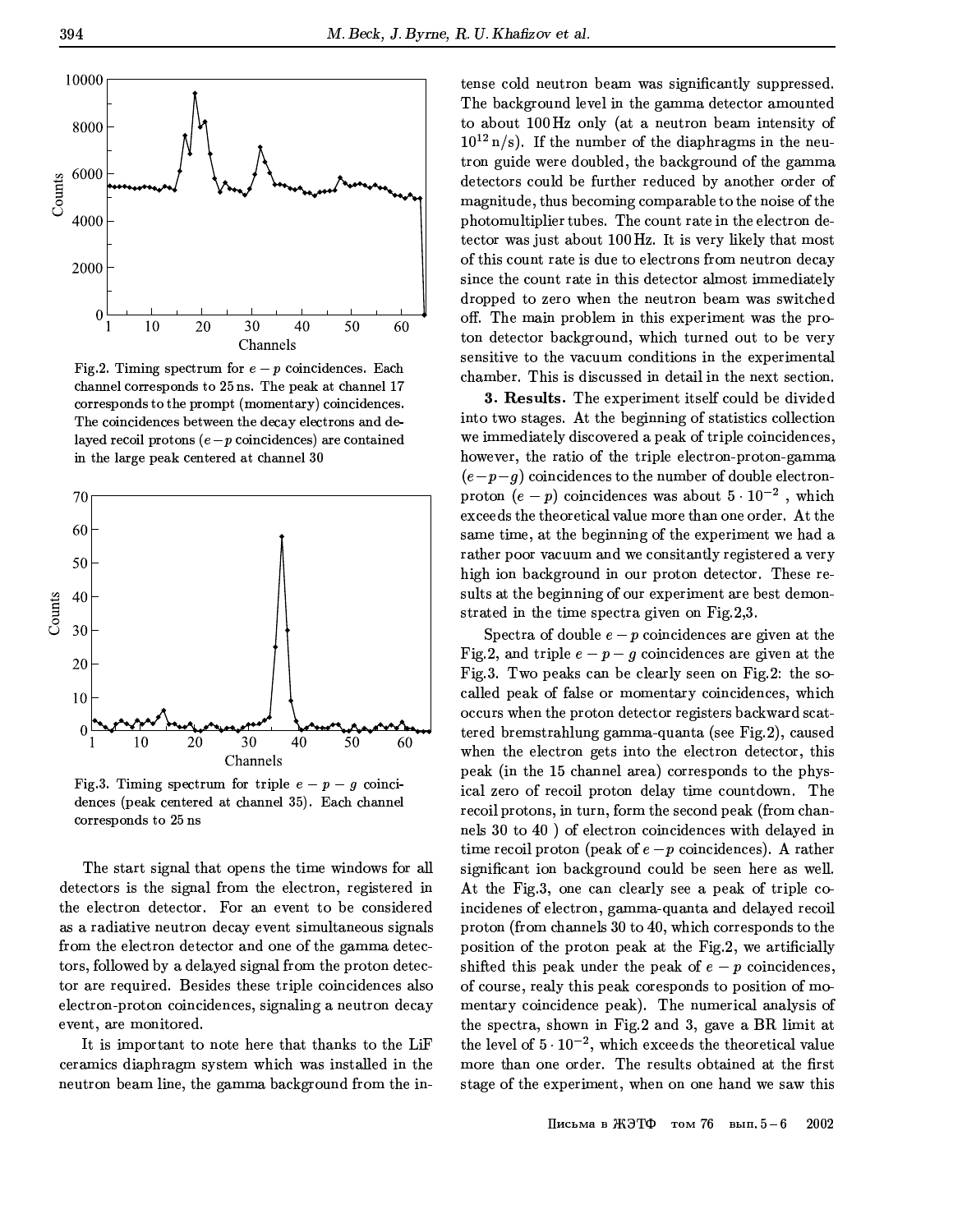Fig.2. Timing spectrum for $e-p$ coincidences. Each channel corresponds to 25 ns. The peak at channel 17 corresponds to the prompt (momentary) coincidences. The coincidences between the decay electrons and delayed recoil protons ($e-p$ coincidences) are contained in the large peak centered at channel 30

Fig.3. Timing spectrum for triple $e-p-g$ coincidences (peak centered at channel 35). Each channel corresponds to 25 ns

The start signal that opens the time windows for all detectors is the signal from the electron, registered in the electron detector. For an event to be considered as a radiative neutron decay event simultaneous signals from the electron detector and one of the gamma detectors, followed by a delayed signal from the proton detector are required. Besides these triple coincidences also electron-proton coincidences, signaling a neutron decay event, are monitored.

It is important to note here that thanks to the LiF ceramics diaphragm system which was installed in the neutron beam line, the gamma background from the intense cold neutron beam was significantly suppressed. The background level in the gamma detector amounted to about 100 Hz only (at a neutron beam intensity of $10^{12}$ n/s). If the number of the diaphragms in the neutron guide were doubled, the background of the gamma detectors could be further reduced by another order of magnitude, thus becoming comparable to the noise of the photomultiplier tubes. The count rate in the electron detector was just about 100 Hz. It is very likely that most of this count rate is due to electrons from neutron decay since the count rate in this detector almost immediately dropped to zero when the neutron beam was switched off. The main problem in this experiment was the proton detector background, which turned out to be very sensitive to the vacuum conditions in the experimental chamber. This is discussed in detail in the next section.

**3. Results.** The experiment itself could be divided into two stages. At the beginning of statistics collection we immediately discovered a peak of triple coincidences, however, the ratio of the triple electron-proton-gamma ($e-p-g$) coincidences to the number of double electron-proton ($e-p$) coincidences was about $5 \cdot 10^{-2}$ , which exceeds the theoretical value more than one order. At the same time, at the beginning of the experiment we had a rather poor vacuum and we consitantly registered a very high ion background in our proton detector. These results at the beginning of our experiment are best demonstrated in the time spectra given on Fig.2,3.

Spectra of double $e-p$ coincidences are given at the Fig.2, and triple $e-p-g$ coincidences are given at the Fig.3. Two peaks can be clearly seen on Fig.2: the so-called peak of false or momentary coincidences, which occurs when the proton detector registers backward scattered bremstrahlung gamma-quanta (see Fig.2), caused when the electron gets into the electron detector, this peak (in the 15 channel area) corresponds to the physical zero of recoil proton delay time countdown. The recoil protons, in turn, form the second peak (from channels 30 to 40 ) of electron coincidences with delayed in time recoil proton (peak of $e-p$ coincidences). A rather significant ion background could be seen here as well. At the Fig.3, one can clearly see a peak of triple coincidenes of electron, gamma-quanta and delayed recoil proton (from channels 30 to 40, which corresponds to the position of the proton peak at the Fig.2, we artificially shifted this peak under the peak of $e-p$ coincidences, of course, realy this peak coresponds to position of momentary coincidence peak). The numerical analysis of the spectra, shown in Fig.2 and 3, gave a BR limit at the level of $5 \cdot 10^{-2}$, which exceeds the theoretical value more than one order. The results obtained at the first stage of the experiment, when on one hand we saw this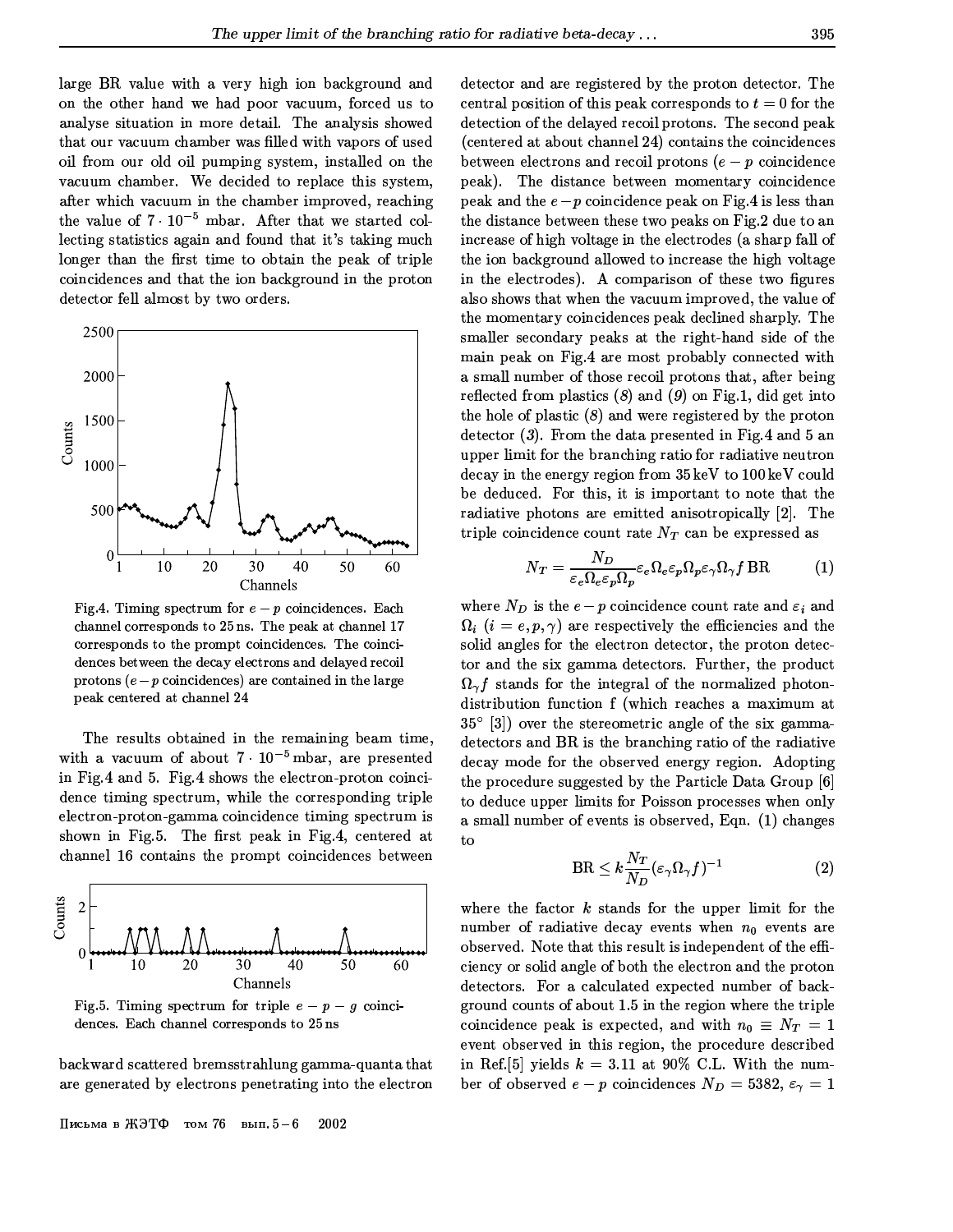large BR value with a very high ion background and on the other hand we had poor vacuum, forced us to analyse situation in more detail. The analysis showed that our vacuum chamber was filled with vapors of used oil from our old oil pumping system, installed on the vacuum chamber. We decided to replace this system, after which vacuum in the chamber improved, reaching the value of $7 \cdot 10^{-5}$ mbar. After that we started collecting statistics again and found that it's taking much longer than the first time to obtain the peak of triple coincidences and that the ion background in the proton detector fell almost by two orders.

Fig.4. Timing spectrum for $e-p$ coincidences. Each channel corresponds to 25 ns. The peak at channel 17 corresponds to the prompt coincidences. The coincidences between the decay electrons and delayed recoil protons ($e-p$ coincidences) are contained in the large peak centered at channel 24

The results obtained in the remaining beam time, with a vacuum of about $7 \cdot 10^{-5}$ mbar, are presented in Fig.4 and 5. Fig.4 shows the electron-proton coincidence timing spectrum, while the corresponding triple electron-proton-gamma coincidence timing spectrum is shown in Fig.5. The first peak in Fig.4, centered at channel 16 contains the prompt coincidences between backward scattered bremsstrahlung gamma-quanta that are generated by electrons penetrating into the electron detector and are registered by the proton detector. The central position of this peak corresponds to $t=0$ for the detection of the delayed recoil protons. The second peak (centered at about channel 24) contains the coincidences between electrons and recoil protons ($e-p$ coincidence peak). The distance between momentary coincidence peak and the $e-p$ coincidence peak on Fig.4 is less than the distance between these two peaks on Fig.2 due to an increase of high voltage in the electrodes (a sharp fall of the ion background allowed to increase the high voltage in the electrodes). A comparison of these two figures also shows that when the vacuum improved, the value of the momentary coincidences peak declined sharply. The smaller secondary peaks at the right-hand side of the main peak on Fig.4 are most probably connected with a small number of those recoil protons that, after being reflected from plastics (*8*) and (*9*) on Fig.1, did get into the hole of plastic (*8*) and were registered by the proton detector (*3*). From the data presented in Fig.4 and 5 an upper limit for the branching ratio for radiative neutron decay in the energy region from 35 keV to 100 keV could be deduced. For this, it is important to note that the radiative photons are emitted anisotropically [2]. The triple coincidence count rate $N_T$ can be expressed as

$$N_T = \frac{N_D}{\varepsilon_e \Omega_e \varepsilon_p \Omega_p} \varepsilon_e \Omega_e \varepsilon_p \Omega_p \varepsilon_\gamma \Omega_\gamma f \, \mathrm{BR} \tag{1}$$

where $N_D$ is the $e-p$ coincidence count rate and $\varepsilon_i$ and $\Omega_i$ ($i = e, p, \gamma$) are respectively the efficiencies and the solid angles for the electron detector, the proton detector and the six gamma detectors. Further, the product $\Omega_\gamma f$ stands for the integral of the normalized photon-distribution function f (which reaches a maximum at $35^\circ$ [3]) over the stereometric angle of the six gamma-detectors and BR is the branching ratio of the radiative decay mode for the observed energy region. Adopting the procedure suggested by the Particle Data Group [6] to deduce upper limits for Poisson processes when only a small number of events is observed, Eqn. (1) changes to

$$\mathrm{BR} \le k \frac{N_T}{N_D} (\varepsilon_\gamma \Omega_\gamma f)^{-1} \tag{2}$$

where the factor $k$ stands for the upper limit for the number of radiative decay events when $n_0$ events are observed. Note that this result is independent of the efficiency or solid angle of both the electron and the proton detectors. For a calculated expected number of background counts of about 1.5 in the region where the triple coincidence peak is expected, and with $n_0 \equiv N_T = 1$ event observed in this region, the procedure described in Ref.[5] yields $k = 3.11$ at 90% C.L. With the number of observed $e-p$ coincidences $N_D = 5382$, $\varepsilon_\gamma = 1$

Fig.5. Timing spectrum for triple $e-p-g$ coincidences. Each channel corresponds to 25 ns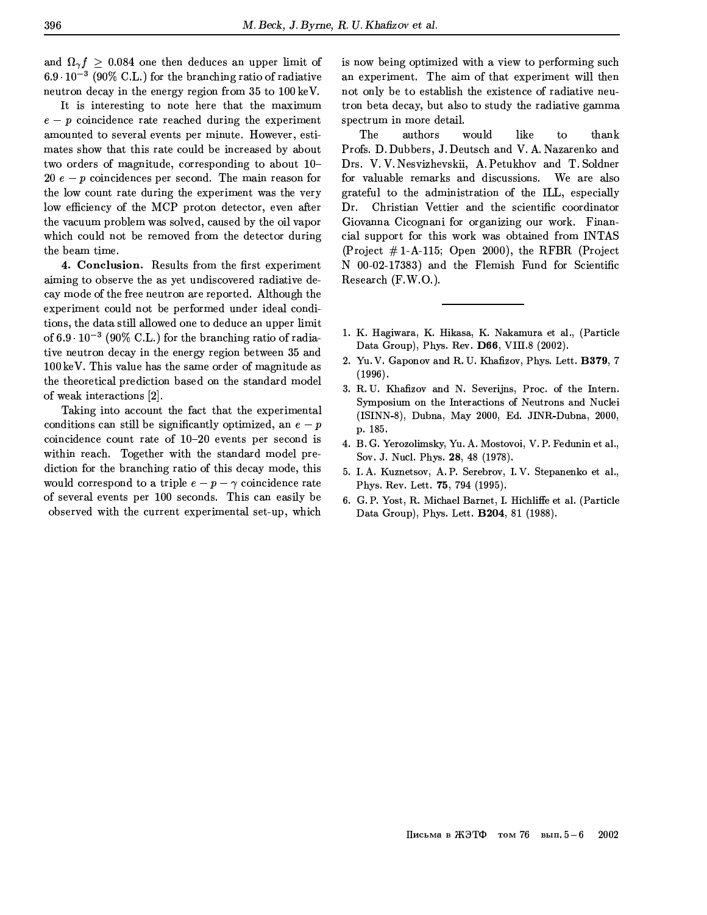and $\Omega_\gamma f \geq 0.084$ one then deduces an upper limit of $6.9 \cdot 10^{-3}$ (90% C.L.) for the branching ratio of radiative neutron decay in the energy region from 35 to 100 keV.

It is interesting to note here that the maximum $e - p$ coincidence rate reached during the experiment amounted to several events per minute. However, estimates show that this rate could be increased by about two orders of magnitude, corresponding to about 10–20 $e - p$ coincidences per second. The main reason for the low count rate during the experiment was the very low efficiency of the MCP proton detector, even after the vacuum problem was solved, caused by the oil vapor which could not be removed from the detector during the beam time.

**4. Conclusion.** Results from the first experiment aiming to observe the as yet undiscovered radiative decay mode of the free neutron are reported. Although the experiment could not be performed under ideal conditions, the data still allowed one to deduce an upper limit of $6.9 \cdot 10^{-3}$ (90% C.L.) for the branching ratio of radiative neutron decay in the energy region between 35 and 100 keV. This value has the same order of magnitude as the theoretical prediction based on the standard model of weak interactions [2].

Taking into account the fact that the experimental conditions can still be significantly optimized, an $e - p$ coincidence count rate of 10–20 events per second is within reach. Together with the standard model prediction for the branching ratio of this decay mode, this would correspond to a triple $e - p - \gamma$ coincidence rate of several events per 100 seconds. This can easily be observed with the current experimental set-up, which is now being optimized with a view to performing such an experiment. The aim of that experiment will then not only be to establish the existence of radiative neutron beta decay, but also to study the radiative gamma spectrum in more detail.

The authors would like to thank Profs. D. Dubbers, J. Deutsch and V. A. Nazarenko and Drs. V. V. Nesvizhevskii, A. Petukhov and T. Soldner for valuable remarks and discussions. We are also grateful to the administration of the ILL, especially Dr. Christian Vettier and the scientific coordinator Giovanna Cicognani for organizing our work. Financial support for this work was obtained from INTAS (Project # 1-A-115; Open 2000), the RFBR (Project N 00-02-17383) and the Flemish Fund for Scientific Research (F.W.O.).

---

1. K. Hagiwara, K. Hikasa, K. Nakamura et al., (Particle Data Group), Phys. Rev. **D66**, VIII.8 (2002).
2. Yu. V. Gaponov and R. U. Khafizov, Phys. Lett. **B379**, 7 (1996).
3. R. U. Khafizov and N. Severijns, Proc. of the Intern. Symposium on the Interactions of Neutrons and Nuclei (ISINN-8), Dubna, May 2000, Ed. JINR-Dubna, 2000, p. 185.
4. B. G. Yerozolimsky, Yu. A. Mostovoi, V. P. Fedunin et al., Sov. J. Nucl. Phys. **28**, 48 (1978).
5. I. A. Kuznetsov, A. P. Serebrov, I. V. Stepanenko et al., Phys. Rev. Lett. **75**, 794 (1995).
6. G. P. Yost, R. Michael Barnet, I. Hichliffe et al. (Particle Data Group), Phys. Lett. **B204**, 81 (1988).